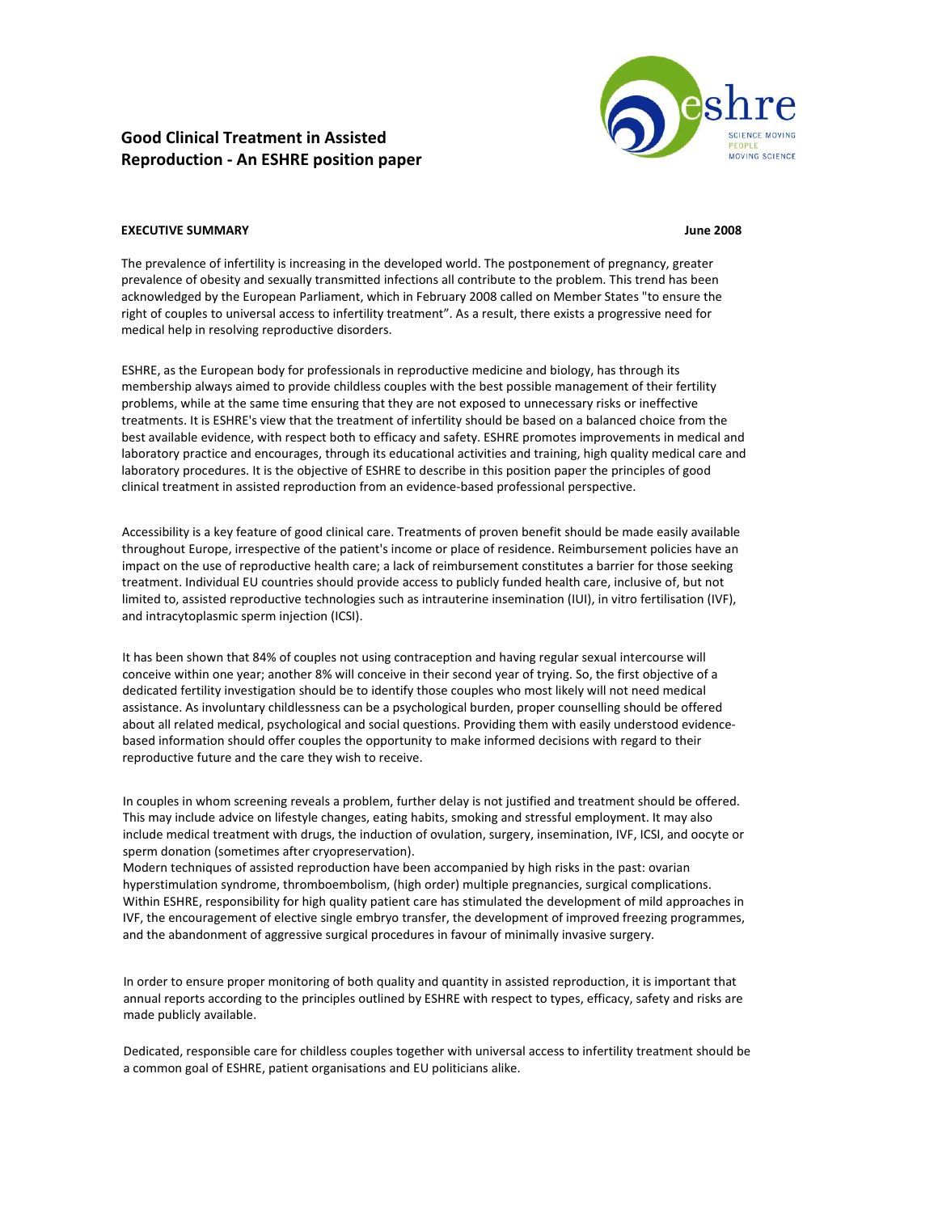# Good Clinical Treatment in Assisted Reproduction - An ESHRE position paper

**EXECUTIVE SUMMARY** **June 2008**

The prevalence of infertility is increasing in the developed world. The postponement of pregnancy, greater prevalence of obesity and sexually transmitted infections all contribute to the problem. This trend has been acknowledged by the European Parliament, which in February 2008 called on Member States "to ensure the right of couples to universal access to infertility treatment". As a result, there exists a progressive need for medical help in resolving reproductive disorders.

ESHRE, as the European body for professionals in reproductive medicine and biology, has through its membership always aimed to provide childless couples with the best possible management of their fertility problems, while at the same time ensuring that they are not exposed to unnecessary risks or ineffective treatments. It is ESHRE's view that the treatment of infertility should be based on a balanced choice from the best available evidence, with respect both to efficacy and safety. ESHRE promotes improvements in medical and laboratory practice and encourages, through its educational activities and training, high quality medical care and laboratory procedures. It is the objective of ESHRE to describe in this position paper the principles of good clinical treatment in assisted reproduction from an evidence-based professional perspective.

Accessibility is a key feature of good clinical care. Treatments of proven benefit should be made easily available throughout Europe, irrespective of the patient's income or place of residence. Reimbursement policies have an impact on the use of reproductive health care; a lack of reimbursement constitutes a barrier for those seeking treatment. Individual EU countries should provide access to publicly funded health care, inclusive of, but not limited to, assisted reproductive technologies such as intrauterine insemination (IUI), in vitro fertilisation (IVF), and intracytoplasmic sperm injection (ICSI).

It has been shown that 84% of couples not using contraception and having regular sexual intercourse will conceive within one year; another 8% will conceive in their second year of trying. So, the first objective of a dedicated fertility investigation should be to identify those couples who most likely will not need medical assistance. As involuntary childlessness can be a psychological burden, proper counselling should be offered about all related medical, psychological and social questions. Providing them with easily understood evidence-based information should offer couples the opportunity to make informed decisions with regard to their reproductive future and the care they wish to receive.

In couples in whom screening reveals a problem, further delay is not justified and treatment should be offered. This may include advice on lifestyle changes, eating habits, smoking and stressful employment. It may also include medical treatment with drugs, the induction of ovulation, surgery, insemination, IVF, ICSI, and oocyte or sperm donation (sometimes after cryopreservation).
Modern techniques of assisted reproduction have been accompanied by high risks in the past: ovarian hyperstimulation syndrome, thromboembolism, (high order) multiple pregnancies, surgical complications. Within ESHRE, responsibility for high quality patient care has stimulated the development of mild approaches in IVF, the encouragement of elective single embryo transfer, the development of improved freezing programmes, and the abandonment of aggressive surgical procedures in favour of minimally invasive surgery.

In order to ensure proper monitoring of both quality and quantity in assisted reproduction, it is important that annual reports according to the principles outlined by ESHRE with respect to types, efficacy, safety and risks are made publicly available.

Dedicated, responsible care for childless couples together with universal access to infertility treatment should be a common goal of ESHRE, patient organisations and EU politicians alike.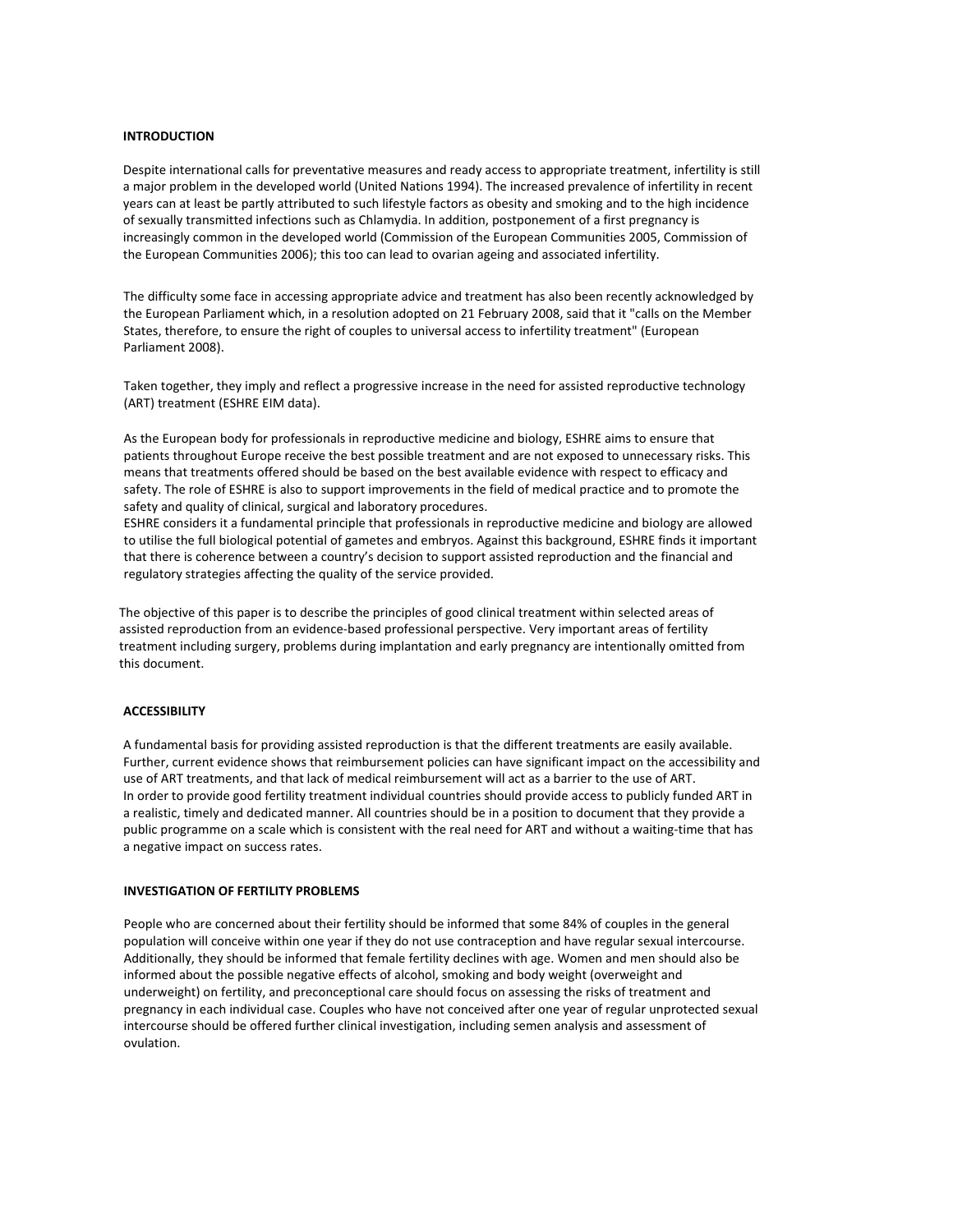## INTRODUCTION

Despite international calls for preventative measures and ready access to appropriate treatment, infertility is still a major problem in the developed world (United Nations 1994). The increased prevalence of infertility in recent years can at least be partly attributed to such lifestyle factors as obesity and smoking and to the high incidence of sexually transmitted infections such as Chlamydia. In addition, postponement of a first pregnancy is increasingly common in the developed world (Commission of the European Communities 2005, Commission of the European Communities 2006); this too can lead to ovarian ageing and associated infertility.

The difficulty some face in accessing appropriate advice and treatment has also been recently acknowledged by the European Parliament which, in a resolution adopted on 21 February 2008, said that it "calls on the Member States, therefore, to ensure the right of couples to universal access to infertility treatment" (European Parliament 2008).

Taken together, they imply and reflect a progressive increase in the need for assisted reproductive technology (ART) treatment (ESHRE EIM data).

As the European body for professionals in reproductive medicine and biology, ESHRE aims to ensure that patients throughout Europe receive the best possible treatment and are not exposed to unnecessary risks. This means that treatments offered should be based on the best available evidence with respect to efficacy and safety. The role of ESHRE is also to support improvements in the field of medical practice and to promote the safety and quality of clinical, surgical and laboratory procedures.
ESHRE considers it a fundamental principle that professionals in reproductive medicine and biology are allowed to utilise the full biological potential of gametes and embryos. Against this background, ESHRE finds it important that there is coherence between a country's decision to support assisted reproduction and the financial and regulatory strategies affecting the quality of the service provided.

The objective of this paper is to describe the principles of good clinical treatment within selected areas of assisted reproduction from an evidence-based professional perspective. Very important areas of fertility treatment including surgery, problems during implantation and early pregnancy are intentionally omitted from this document.

## ACCESSIBILITY

A fundamental basis for providing assisted reproduction is that the different treatments are easily available. Further, current evidence shows that reimbursement policies can have significant impact on the accessibility and use of ART treatments, and that lack of medical reimbursement will act as a barrier to the use of ART.
In order to provide good fertility treatment individual countries should provide access to publicly funded ART in a realistic, timely and dedicated manner. All countries should be in a position to document that they provide a public programme on a scale which is consistent with the real need for ART and without a waiting-time that has a negative impact on success rates.

## INVESTIGATION OF FERTILITY PROBLEMS

People who are concerned about their fertility should be informed that some 84% of couples in the general population will conceive within one year if they do not use contraception and have regular sexual intercourse. Additionally, they should be informed that female fertility declines with age. Women and men should also be informed about the possible negative effects of alcohol, smoking and body weight (overweight and underweight) on fertility, and preconceptional care should focus on assessing the risks of treatment and pregnancy in each individual case. Couples who have not conceived after one year of regular unprotected sexual intercourse should be offered further clinical investigation, including semen analysis and assessment of ovulation.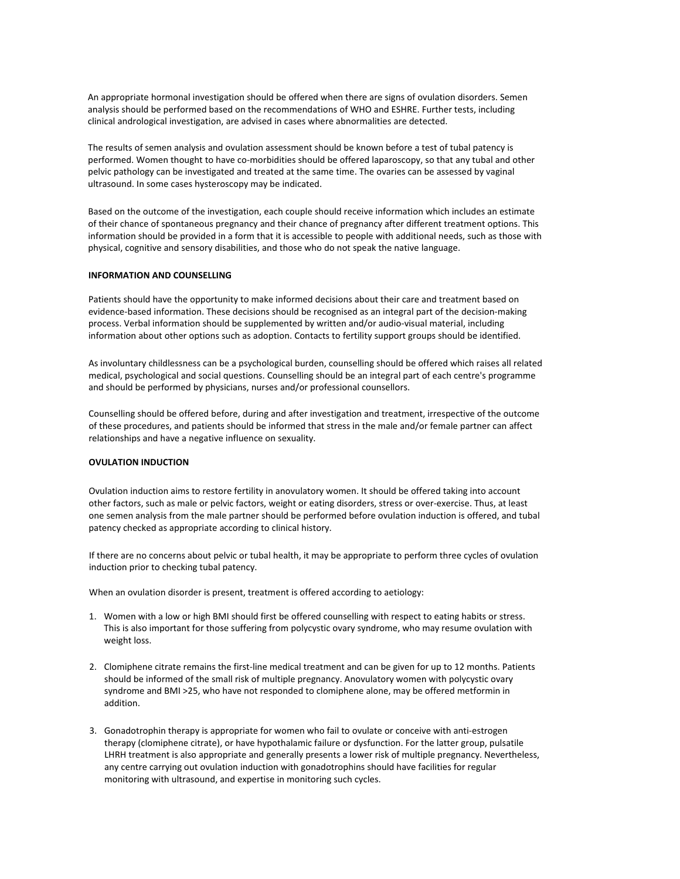An appropriate hormonal investigation should be offered when there are signs of ovulation disorders. Semen analysis should be performed based on the recommendations of WHO and ESHRE. Further tests, including clinical andrological investigation, are advised in cases where abnormalities are detected.

The results of semen analysis and ovulation assessment should be known before a test of tubal patency is performed. Women thought to have co-morbidities should be offered laparoscopy, so that any tubal and other pelvic pathology can be investigated and treated at the same time. The ovaries can be assessed by vaginal ultrasound. In some cases hysteroscopy may be indicated.

Based on the outcome of the investigation, each couple should receive information which includes an estimate of their chance of spontaneous pregnancy and their chance of pregnancy after different treatment options. This information should be provided in a form that it is accessible to people with additional needs, such as those with physical, cognitive and sensory disabilities, and those who do not speak the native language.

**INFORMATION AND COUNSELLING**

Patients should have the opportunity to make informed decisions about their care and treatment based on evidence-based information. These decisions should be recognised as an integral part of the decision-making process. Verbal information should be supplemented by written and/or audio-visual material, including information about other options such as adoption. Contacts to fertility support groups should be identified.

As involuntary childlessness can be a psychological burden, counselling should be offered which raises all related medical, psychological and social questions. Counselling should be an integral part of each centre's programme and should be performed by physicians, nurses and/or professional counsellors.

Counselling should be offered before, during and after investigation and treatment, irrespective of the outcome of these procedures, and patients should be informed that stress in the male and/or female partner can affect relationships and have a negative influence on sexuality.

**OVULATION INDUCTION**

Ovulation induction aims to restore fertility in anovulatory women. It should be offered taking into account other factors, such as male or pelvic factors, weight or eating disorders, stress or over-exercise. Thus, at least one semen analysis from the male partner should be performed before ovulation induction is offered, and tubal patency checked as appropriate according to clinical history.

If there are no concerns about pelvic or tubal health, it may be appropriate to perform three cycles of ovulation induction prior to checking tubal patency.

When an ovulation disorder is present, treatment is offered according to aetiology:

1. Women with a low or high BMI should first be offered counselling with respect to eating habits or stress. This is also important for those suffering from polycystic ovary syndrome, who may resume ovulation with weight loss.

2. Clomiphene citrate remains the first-line medical treatment and can be given for up to 12 months. Patients should be informed of the small risk of multiple pregnancy. Anovulatory women with polycystic ovary syndrome and BMI >25, who have not responded to clomiphene alone, may be offered metformin in addition.

3. Gonadotrophin therapy is appropriate for women who fail to ovulate or conceive with anti-estrogen therapy (clomiphene citrate), or have hypothalamic failure or dysfunction. For the latter group, pulsatile LHRH treatment is also appropriate and generally presents a lower risk of multiple pregnancy. Nevertheless, any centre carrying out ovulation induction with gonadotrophins should have facilities for regular monitoring with ultrasound, and expertise in monitoring such cycles.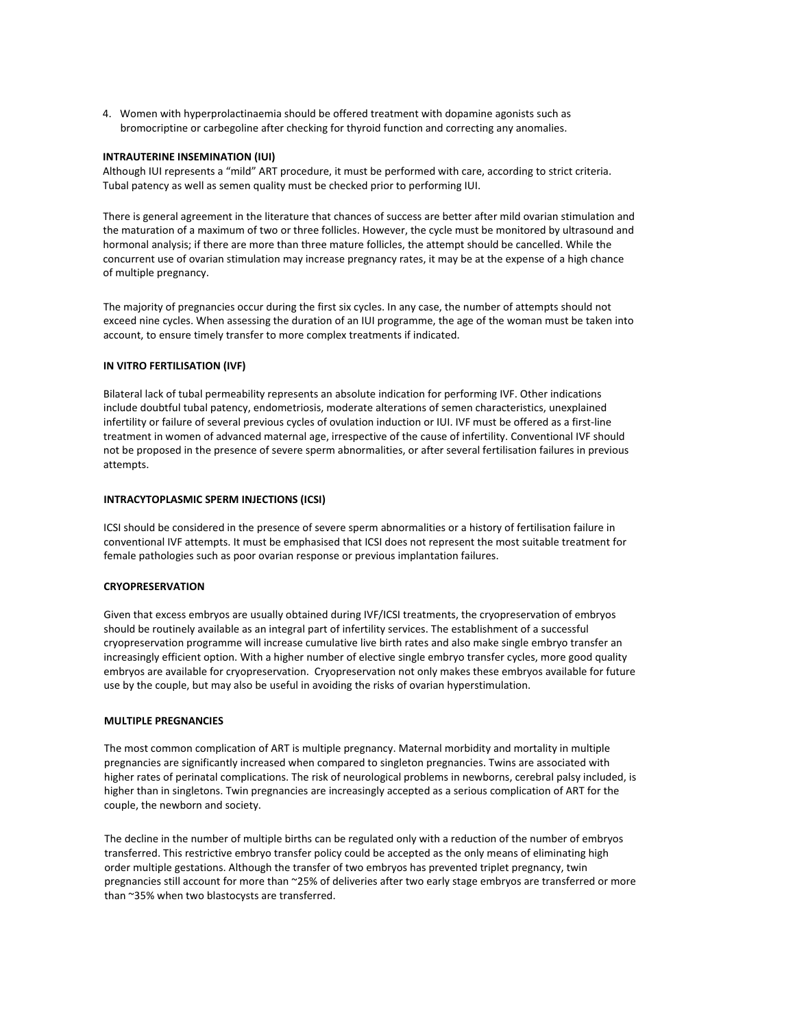4. Women with hyperprolactinaemia should be offered treatment with dopamine agonists such as bromocriptine or carbegoline after checking for thyroid function and correcting any anomalies.

**INTRAUTERINE INSEMINATION (IUI)**

Although IUI represents a "mild" ART procedure, it must be performed with care, according to strict criteria. Tubal patency as well as semen quality must be checked prior to performing IUI.

There is general agreement in the literature that chances of success are better after mild ovarian stimulation and the maturation of a maximum of two or three follicles. However, the cycle must be monitored by ultrasound and hormonal analysis; if there are more than three mature follicles, the attempt should be cancelled. While the concurrent use of ovarian stimulation may increase pregnancy rates, it may be at the expense of a high chance of multiple pregnancy.

The majority of pregnancies occur during the first six cycles. In any case, the number of attempts should not exceed nine cycles. When assessing the duration of an IUI programme, the age of the woman must be taken into account, to ensure timely transfer to more complex treatments if indicated.

**IN VITRO FERTILISATION (IVF)**

Bilateral lack of tubal permeability represents an absolute indication for performing IVF. Other indications include doubtful tubal patency, endometriosis, moderate alterations of semen characteristics, unexplained infertility or failure of several previous cycles of ovulation induction or IUI. IVF must be offered as a first-line treatment in women of advanced maternal age, irrespective of the cause of infertility. Conventional IVF should not be proposed in the presence of severe sperm abnormalities, or after several fertilisation failures in previous attempts.

**INTRACYTOPLASMIC SPERM INJECTIONS (ICSI)**

ICSI should be considered in the presence of severe sperm abnormalities or a history of fertilisation failure in conventional IVF attempts. It must be emphasised that ICSI does not represent the most suitable treatment for female pathologies such as poor ovarian response or previous implantation failures.

**CRYOPRESERVATION**

Given that excess embryos are usually obtained during IVF/ICSI treatments, the cryopreservation of embryos should be routinely available as an integral part of infertility services. The establishment of a successful cryopreservation programme will increase cumulative live birth rates and also make single embryo transfer an increasingly efficient option. With a higher number of elective single embryo transfer cycles, more good quality embryos are available for cryopreservation. Cryopreservation not only makes these embryos available for future use by the couple, but may also be useful in avoiding the risks of ovarian hyperstimulation.

**MULTIPLE PREGNANCIES**

The most common complication of ART is multiple pregnancy. Maternal morbidity and mortality in multiple pregnancies are significantly increased when compared to singleton pregnancies. Twins are associated with higher rates of perinatal complications. The risk of neurological problems in newborns, cerebral palsy included, is higher than in singletons. Twin pregnancies are increasingly accepted as a serious complication of ART for the couple, the newborn and society.

The decline in the number of multiple births can be regulated only with a reduction of the number of embryos transferred. This restrictive embryo transfer policy could be accepted as the only means of eliminating high order multiple gestations. Although the transfer of two embryos has prevented triplet pregnancy, twin pregnancies still account for more than ~25% of deliveries after two early stage embryos are transferred or more than ~35% when two blastocysts are transferred.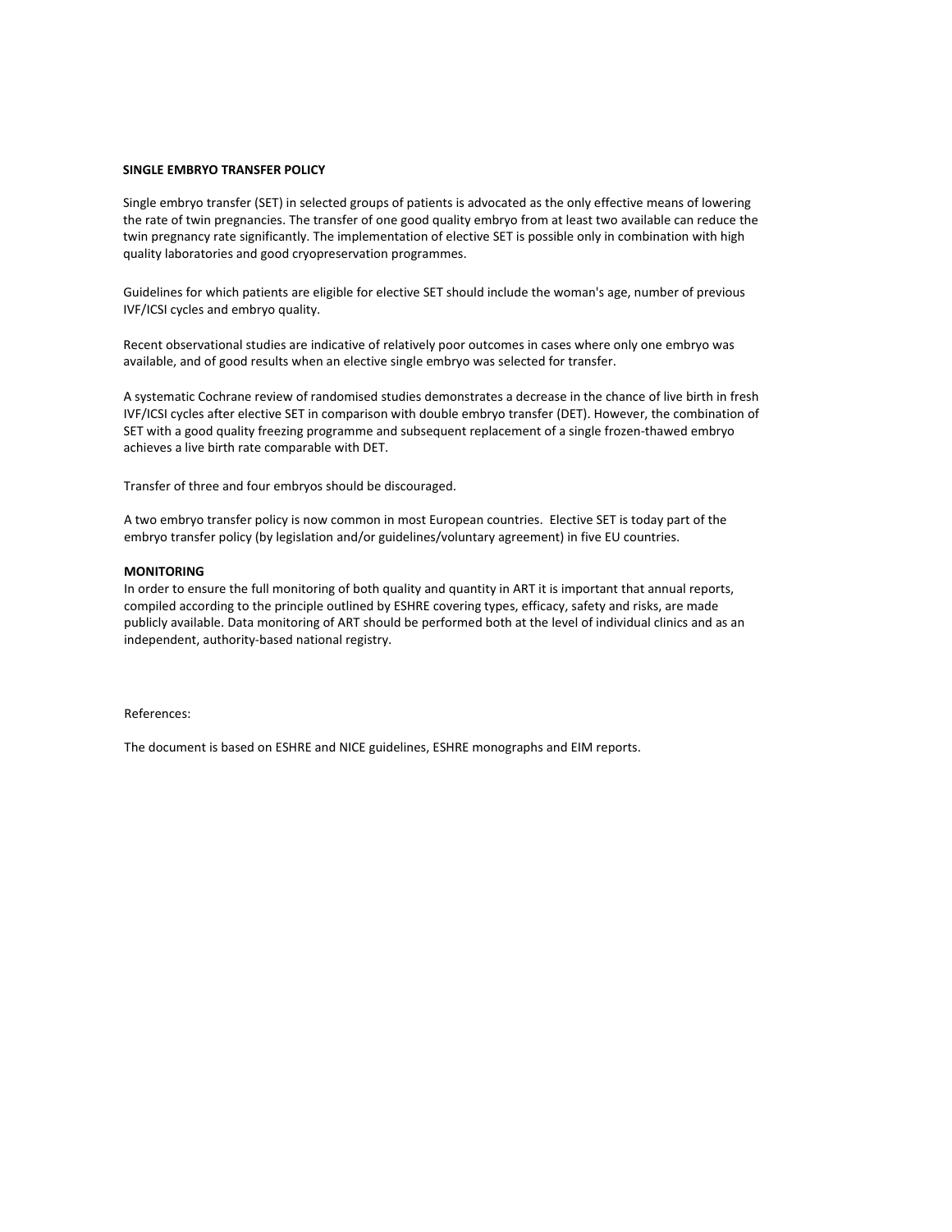## SINGLE EMBRYO TRANSFER POLICY

Single embryo transfer (SET) in selected groups of patients is advocated as the only effective means of lowering the rate of twin pregnancies. The transfer of one good quality embryo from at least two available can reduce the twin pregnancy rate significantly. The implementation of elective SET is possible only in combination with high quality laboratories and good cryopreservation programmes.

Guidelines for which patients are eligible for elective SET should include the woman's age, number of previous IVF/ICSI cycles and embryo quality.

Recent observational studies are indicative of relatively poor outcomes in cases where only one embryo was available, and of good results when an elective single embryo was selected for transfer.

A systematic Cochrane review of randomised studies demonstrates a decrease in the chance of live birth in fresh IVF/ICSI cycles after elective SET in comparison with double embryo transfer (DET). However, the combination of SET with a good quality freezing programme and subsequent replacement of a single frozen-thawed embryo achieves a live birth rate comparable with DET.

Transfer of three and four embryos should be discouraged.

A two embryo transfer policy is now common in most European countries. Elective SET is today part of the embryo transfer policy (by legislation and/or guidelines/voluntary agreement) in five EU countries.

## MONITORING

In order to ensure the full monitoring of both quality and quantity in ART it is important that annual reports, compiled according to the principle outlined by ESHRE covering types, efficacy, safety and risks, are made publicly available. Data monitoring of ART should be performed both at the level of individual clinics and as an independent, authority-based national registry.

References:

The document is based on ESHRE and NICE guidelines, ESHRE monographs and EIM reports.